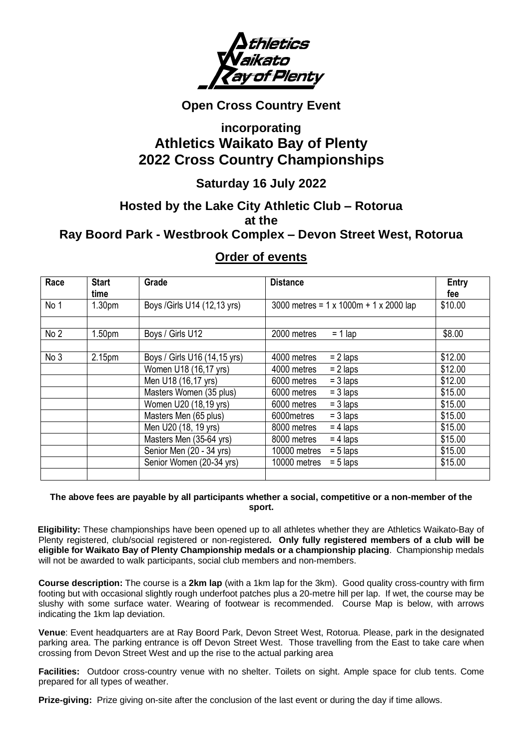Athletics Waikato Bay of Plenty

## Open Cross Country Event

# incorporating
# Athletics Waikato Bay of Plenty
# 2022 Cross Country Championships

### Saturday 16 July 2022

### Hosted by the Lake City Athletic Club – Rotorua
### at the
### Ray Boord Park - Westbrook Complex – Devon Street West, Rotorua

## Order of events

| Race | Start time | Grade | Distance | Entry fee |
|---|---|---|---|---|
| No 1 | 1.30pm | Boys /Girls U14 (12,13 yrs) | 3000 metres = 1 x 1000m + 1 x 2000 lap | $10.00 |
| | | | | |
| No 2 | 1.50pm | Boys / Girls U12 | 2000 metres = 1 lap | $8.00 |
| | | | | |
| No 3 | 2.15pm | Boys / Girls U16 (14,15 yrs) | 4000 metres = 2 laps | $12.00 |
| | | Women U18 (16,17 yrs) | 4000 metres = 2 laps | $12.00 |
| | | Men U18 (16,17 yrs) | 6000 metres = 3 laps | $12.00 |
| | | Masters Women (35 plus) | 6000 metres = 3 laps | $15.00 |
| | | Women U20 (18,19 yrs) | 6000 metres = 3 laps | $15.00 |
| | | Masters Men (65 plus) | 6000metres = 3 laps | $15.00 |
| | | Men U20 (18, 19 yrs) | 8000 metres = 4 laps | $15.00 |
| | | Masters Men (35-64 yrs) | 8000 metres = 4 laps | $15.00 |
| | | Senior Men (20 - 34 yrs) | 10000 metres = 5 laps | $15.00 |
| | | Senior Women (20-34 yrs) | 10000 metres = 5 laps | $15.00 |
| | | | | |

**The above fees are payable by all participants whether a social, competitive or a non-member of the sport.**

**Eligibility:** These championships have been opened up to all athletes whether they are Athletics Waikato-Bay of Plenty registered, club/social registered or non-registered**. Only fully registered members of a club will be eligible for Waikato Bay of Plenty Championship medals or a championship placing**. Championship medals will not be awarded to walk participants, social club members and non-members.

**Course description:** The course is a **2km lap** (with a 1km lap for the 3km). Good quality cross-country with firm footing but with occasional slightly rough underfoot patches plus a 20-metre hill per lap. If wet, the course may be slushy with some surface water. Wearing of footwear is recommended. Course Map is below, with arrows indicating the 1km lap deviation.

**Venue**: Event headquarters are at Ray Boord Park, Devon Street West, Rotorua. Please, park in the designated parking area. The parking entrance is off Devon Street West. Those travelling from the East to take care when crossing from Devon Street West and up the rise to the actual parking area

**Facilities:** Outdoor cross-country venue with no shelter. Toilets on sight. Ample space for club tents. Come prepared for all types of weather.

**Prize-giving:** Prize giving on-site after the conclusion of the last event or during the day if time allows.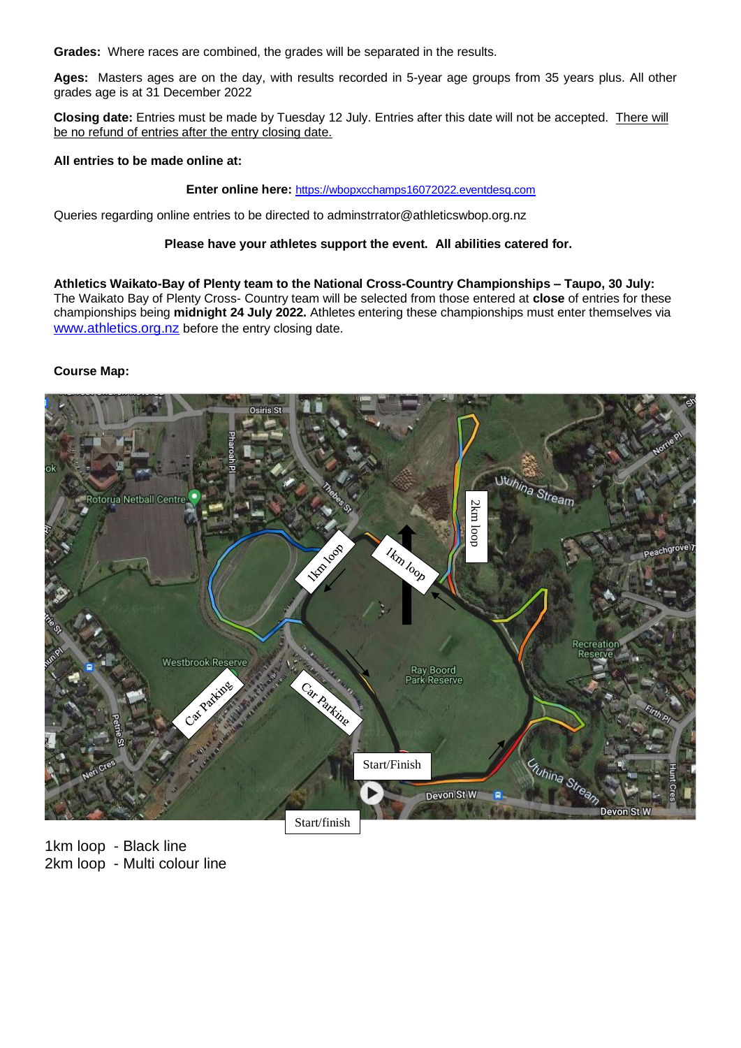**Grades:** Where races are combined, the grades will be separated in the results.

**Ages:** Masters ages are on the day, with results recorded in 5-year age groups from 35 years plus. All other grades age is at 31 December 2022

**Closing date:** Entries must be made by Tuesday 12 July. Entries after this date will not be accepted. There will be no refund of entries after the entry closing date.

**All entries to be made online at:**

**Enter online here:** https://wbopxcchamps16072022.eventdesq.com

Queries regarding online entries to be directed to adminstrrator@athleticswbop.org.nz

**Please have your athletes support the event. All abilities catered for.**

**Athletics Waikato-Bay of Plenty team to the National Cross-Country Championships – Taupo, 30 July:**
The Waikato Bay of Plenty Cross- Country team will be selected from those entered at **close** of entries for these championships being **midnight 24 July 2022.** Athletes entering these championships must enter themselves via www.athletics.org.nz before the entry closing date.

**Course Map:**

1km loop
1km loop
2km loop
Car Parking
Car Parking
Start/Finish
Start/finish

1km loop - Black line
2km loop - Multi colour line